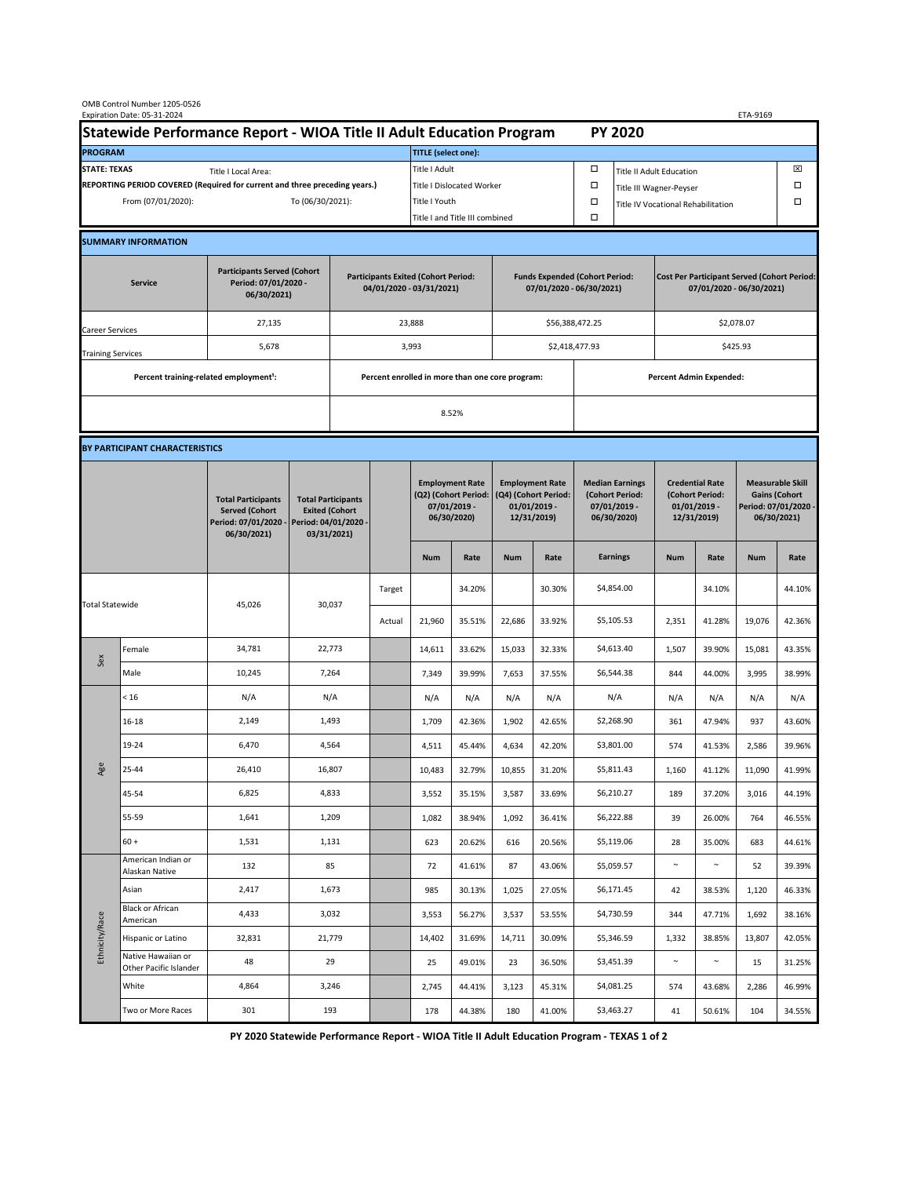OMB Control Number 1205-0526
Expiration Date: 05-31-2024

ETA-9169

# Statewide Performance Report - WIOA Title II Adult Education Program — PY 2020

| PROGRAM | | TITLE (select one): | | | |
|---|---|---|---|---|---|
| STATE: TEXAS | Title I Local Area: | Title I Adult | ☐ | Title II Adult Education | ☒ |
| REPORTING PERIOD COVERED (Required for current and three preceding years.) | | Title I Dislocated Worker | ☐ | Title III Wagner-Peyser | ☐ |
| From (07/01/2020): | To (06/30/2021): | Title I Youth | ☐ | Title IV Vocational Rehabilitation | ☐ |
| | | Title I and Title III combined | ☐ | | |

## SUMMARY INFORMATION

| Service | Participants Served (Cohort Period: 07/01/2020 - 06/30/2021) | Participants Exited (Cohort Period: 04/01/2020 - 03/31/2021) | Funds Expended (Cohort Period: 07/01/2020 - 06/30/2021) | Cost Per Participant Served (Cohort Period: 07/01/2020 - 06/30/2021) |
|---|---|---|---|---|
| Career Services | 27,135 | 23,888 | $56,388,472.25 | $2,078.07 |
| Training Services | 5,678 | 3,993 | $2,418,477.93 | $425.93 |

| Percent training-related employment[1]: | Percent enrolled in more than one core program: | Percent Admin Expended: |
|---|---|---|
| | 8.52% | |

## BY PARTICIPANT CHARACTERISTICS

| | | Total Participants Served (Cohort Period: 07/01/2020 - 06/30/2021) | Total Participants Exited (Cohort Period: 04/01/2020 - 03/31/2021) | | Employment Rate (Q2) (Cohort Period: 07/01/2019 - 06/30/2020) | | Employment Rate (Q4) (Cohort Period: 01/01/2019 - 12/31/2019) | | Median Earnings (Cohort Period: 07/01/2019 - 06/30/2020) | Credential Rate (Cohort Period: 01/01/2019 - 12/31/2019) | | Measurable Skill Gains (Cohort Period: 07/01/2020 - 06/30/2021) | |
|---|---|---|---|---|---|---|---|---|---|---|---|---|---|
| | | | | | Num | Rate | Num | Rate | Earnings | Num | Rate | Num | Rate |
| Total Statewide | | 45,026 | 30,037 | Target | | 34.20% | | 30.30% | $4,854.00 | | 34.10% | | 44.10% |
| | | | | Actual | 21,960 | 35.51% | 22,686 | 33.92% | $5,105.53 | 2,351 | 41.28% | 19,076 | 42.36% |
| Sex | Female | 34,781 | 22,773 | | 14,611 | 33.62% | 15,033 | 32.33% | $4,613.40 | 1,507 | 39.90% | 15,081 | 43.35% |
| | Male | 10,245 | 7,264 | | 7,349 | 39.99% | 7,653 | 37.55% | $6,544.38 | 844 | 44.00% | 3,995 | 38.99% |
| Age | < 16 | N/A | N/A | | N/A | N/A | N/A | N/A | N/A | N/A | N/A | N/A | N/A |
| | 16-18 | 2,149 | 1,493 | | 1,709 | 42.36% | 1,902 | 42.65% | $2,268.90 | 361 | 47.94% | 937 | 43.60% |
| | 19-24 | 6,470 | 4,564 | | 4,511 | 45.44% | 4,634 | 42.20% | $3,801.00 | 574 | 41.53% | 2,586 | 39.96% |
| | 25-44 | 26,410 | 16,807 | | 10,483 | 32.79% | 10,855 | 31.20% | $5,811.43 | 1,160 | 41.12% | 11,090 | 41.99% |
| | 45-54 | 6,825 | 4,833 | | 3,552 | 35.15% | 3,587 | 33.69% | $6,210.27 | 189 | 37.20% | 3,016 | 44.19% |
| | 55-59 | 1,641 | 1,209 | | 1,082 | 38.94% | 1,092 | 36.41% | $6,222.88 | 39 | 26.00% | 764 | 46.55% |
| | 60 + | 1,531 | 1,131 | | 623 | 20.62% | 616 | 20.56% | $5,119.06 | 28 | 35.00% | 683 | 44.61% |
| Ethnicity/Race | American Indian or Alaskan Native | 132 | 85 | | 72 | 41.61% | 87 | 43.06% | $5,059.57 | ~ | ~ | 52 | 39.39% |
| | Asian | 2,417 | 1,673 | | 985 | 30.13% | 1,025 | 27.05% | $6,171.45 | 42 | 38.53% | 1,120 | 46.33% |
| | Black or African American | 4,433 | 3,032 | | 3,553 | 56.27% | 3,537 | 53.55% | $4,730.59 | 344 | 47.71% | 1,692 | 38.16% |
| | Hispanic or Latino | 32,831 | 21,779 | | 14,402 | 31.69% | 14,711 | 30.09% | $5,346.59 | 1,332 | 38.85% | 13,807 | 42.05% |
| | Native Hawaiian or Other Pacific Islander | 48 | 29 | | 25 | 49.01% | 23 | 36.50% | $3,451.39 | ~ | ~ | 15 | 31.25% |
| | White | 4,864 | 3,246 | | 2,745 | 44.41% | 3,123 | 45.31% | $4,081.25 | 574 | 43.68% | 2,286 | 46.99% |
| | Two or More Races | 301 | 193 | | 178 | 44.38% | 180 | 41.00% | $3,463.27 | 41 | 50.61% | 104 | 34.55% |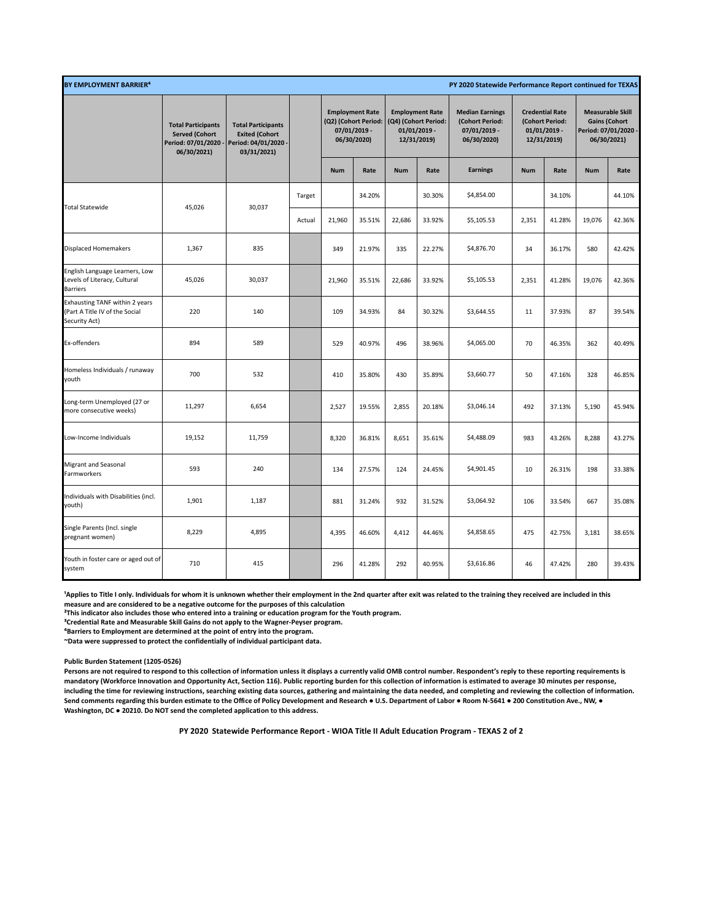**BY EMPLOYMENT BARRIER[4]** | **PY 2020 Statewide Performance Report continued for TEXAS**

| | Total Participants Served (Cohort Period: 07/01/2020 - 06/30/2021) | Total Participants Exited (Cohort Period: 04/01/2020 - 03/31/2021) | | Employment Rate (Q2) (Cohort Period: 07/01/2019 - 06/30/2020) | | Employment Rate (Q4) (Cohort Period: 01/01/2019 - 12/31/2019) | | Median Earnings (Cohort Period: 07/01/2019 - 06/30/2020) | Credential Rate (Cohort Period: 01/01/2019 - 12/31/2019) | | Measurable Skill Gains (Cohort Period: 07/01/2020 - 06/30/2021) | |
|---|---|---|---|---|---|---|---|---|---|---|---|---|
| | | | | Num | Rate | Num | Rate | Earnings | Num | Rate | Num | Rate |
| Total Statewide | 45,026 | 30,037 | Target | | 34.20% | | 30.30% | $4,854.00 | | 34.10% | | 44.10% |
| | | | Actual | 21,960 | 35.51% | 22,686 | 33.92% | $5,105.53 | 2,351 | 41.28% | 19,076 | 42.36% |
| Displaced Homemakers | 1,367 | 835 | | 349 | 21.97% | 335 | 22.27% | $4,876.70 | 34 | 36.17% | 580 | 42.42% |
| English Language Learners, Low Levels of Literacy, Cultural Barriers | 45,026 | 30,037 | | 21,960 | 35.51% | 22,686 | 33.92% | $5,105.53 | 2,351 | 41.28% | 19,076 | 42.36% |
| Exhausting TANF within 2 years (Part A Title IV of the Social Security Act) | 220 | 140 | | 109 | 34.93% | 84 | 30.32% | $3,644.55 | 11 | 37.93% | 87 | 39.54% |
| Ex-offenders | 894 | 589 | | 529 | 40.97% | 496 | 38.96% | $4,065.00 | 70 | 46.35% | 362 | 40.49% |
| Homeless Individuals / runaway youth | 700 | 532 | | 410 | 35.80% | 430 | 35.89% | $3,660.77 | 50 | 47.16% | 328 | 46.85% |
| Long-term Unemployed (27 or more consecutive weeks) | 11,297 | 6,654 | | 2,527 | 19.55% | 2,855 | 20.18% | $3,046.14 | 492 | 37.13% | 5,190 | 45.94% |
| Low-Income Individuals | 19,152 | 11,759 | | 8,320 | 36.81% | 8,651 | 35.61% | $4,488.09 | 983 | 43.26% | 8,288 | 43.27% |
| Migrant and Seasonal Farmworkers | 593 | 240 | | 134 | 27.57% | 124 | 24.45% | $4,901.45 | 10 | 26.31% | 198 | 33.38% |
| Individuals with Disabilities (incl. youth) | 1,901 | 1,187 | | 881 | 31.24% | 932 | 31.52% | $3,064.92 | 106 | 33.54% | 667 | 35.08% |
| Single Parents (Incl. single pregnant women) | 8,229 | 4,895 | | 4,395 | 46.60% | 4,412 | 44.46% | $4,858.65 | 475 | 42.75% | 3,181 | 38.65% |
| Youth in foster care or aged out of system | 710 | 415 | | 296 | 41.28% | 292 | 40.95% | $3,616.86 | 46 | 47.42% | 280 | 39.43% |

**[1]Applies to Title I only. Individuals for whom it is unknown whether their employment in the 2nd quarter after exit was related to the training they received are included in this measure and are considered to be a negative outcome for the purposes of this calculation**

**[2]This indicator also includes those who entered into a training or education program for the Youth program.**

**[3]Credential Rate and Measurable Skill Gains do not apply to the Wagner-Peyser program.**

**[4]Barriers to Employment are determined at the point of entry into the program.**

**~Data were suppressed to protect the confidentially of individual participant data.**

**Public Burden Statement (1205-0526)**

**Persons are not required to respond to this collection of information unless it displays a currently valid OMB control number. Respondent's reply to these reporting requirements is mandatory (Workforce Innovation and Opportunity Act, Section 116). Public reporting burden for this collection of information is estimated to average 30 minutes per response, including the time for reviewing instructions, searching existing data sources, gathering and maintaining the data needed, and completing and reviewing the collection of information. Send comments regarding this burden estimate to the Office of Policy Development and Research ● U.S. Department of Labor ● Room N-5641 ● 200 Constitution Ave., NW, ● Washington, DC ● 20210. Do NOT send the completed application to this address.**

**PY 2020 Statewide Performance Report - WIOA Title II Adult Education Program - TEXAS 2 of 2**